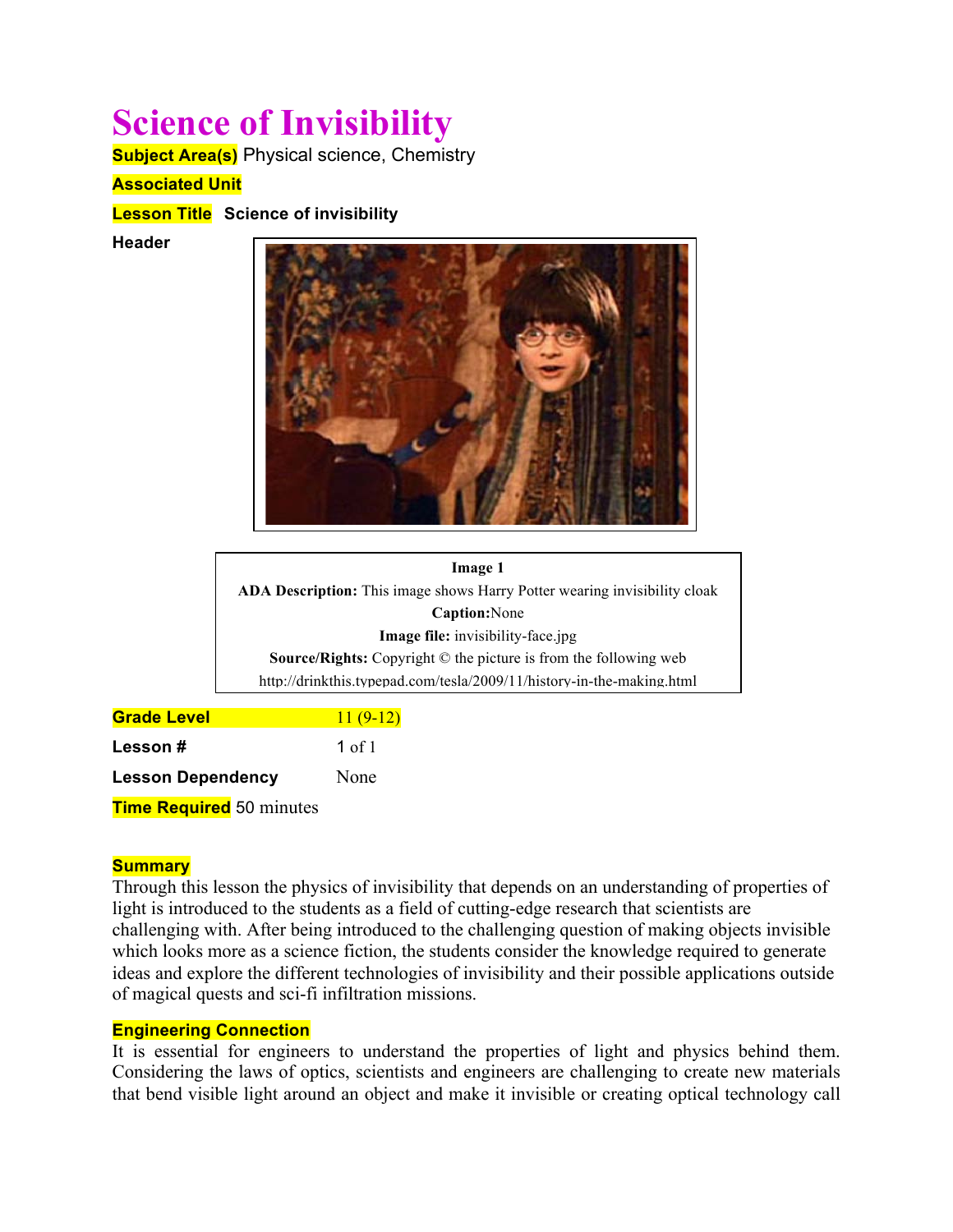# Science of Invisibility

**Subject Area(s)** Physical science, Chemistry

**Associated Unit**

**Lesson Title** **Science of invisibility**

**Header**

**Image 1**

**ADA Description:** This image shows Harry Potter wearing invisibility cloak

**Caption:**None

**Image file:** invisibility-face.jpg

**Source/Rights:** Copyright © the picture is from the following web http://drinkthis.typepad.com/tesla/2009/11/history-in-the-making.html

**Grade Level** 11 (9-12)

**Lesson #** 1 of 1

**Lesson Dependency** None

**Time Required** 50 minutes

## Summary

Through this lesson the physics of invisibility that depends on an understanding of properties of light is introduced to the students as a field of cutting-edge research that scientists are challenging with. After being introduced to the challenging question of making objects invisible which looks more as a science fiction, the students consider the knowledge required to generate ideas and explore the different technologies of invisibility and their possible applications outside of magical quests and sci-fi infiltration missions.

## Engineering Connection

It is essential for engineers to understand the properties of light and physics behind them. Considering the laws of optics, scientists and engineers are challenging to create new materials that bend visible light around an object and make it invisible or creating optical technology call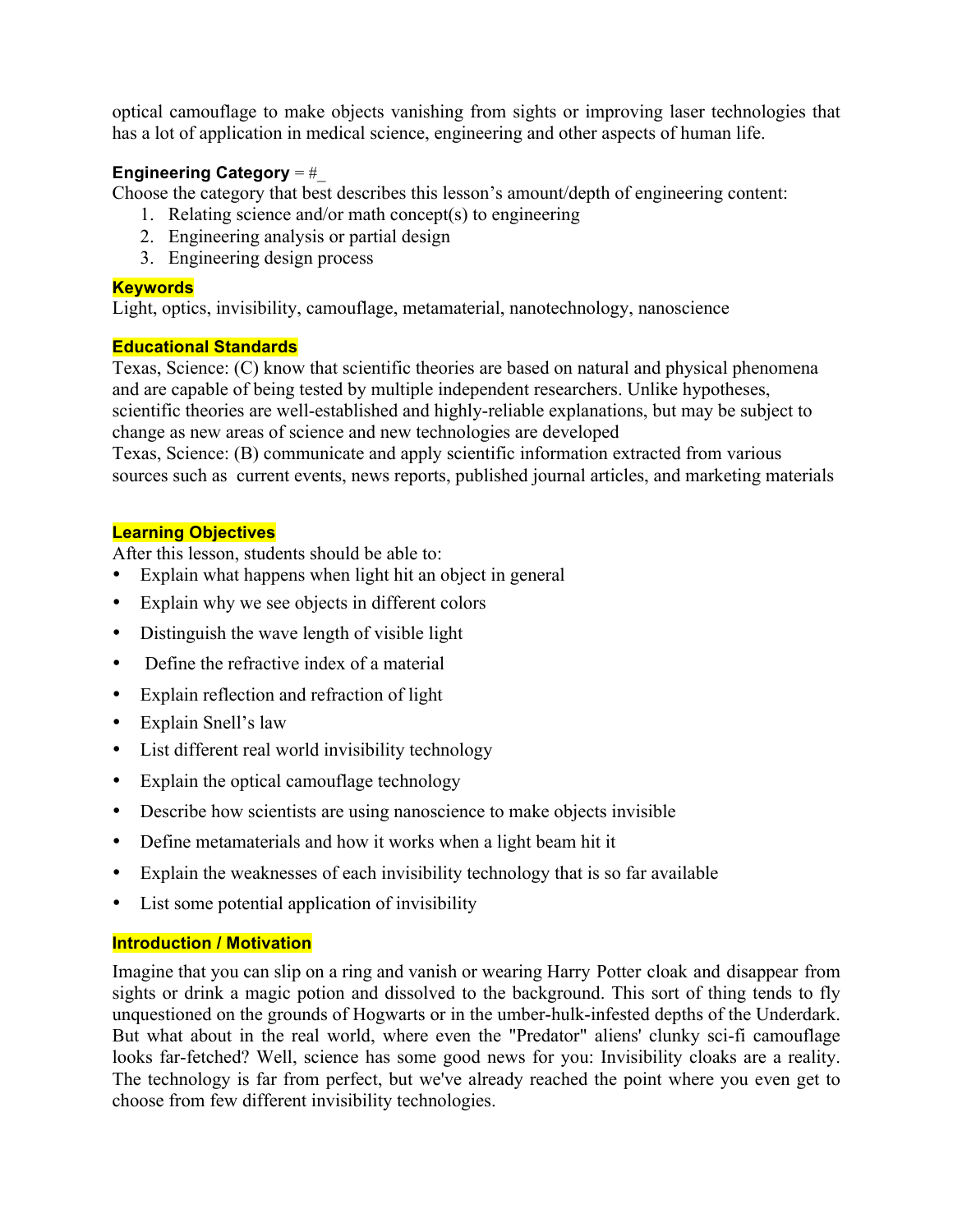optical camouflage to make objects vanishing from sights or improving laser technologies that has a lot of application in medical science, engineering and other aspects of human life.

**Engineering Category** = #_

Choose the category that best describes this lesson's amount/depth of engineering content:

1. Relating science and/or math concept(s) to engineering
2. Engineering analysis or partial design
3. Engineering design process

**Keywords**

Light, optics, invisibility, camouflage, metamaterial, nanotechnology, nanoscience

**Educational Standards**

Texas, Science: (C) know that scientific theories are based on natural and physical phenomena and are capable of being tested by multiple independent researchers. Unlike hypotheses, scientific theories are well-established and highly-reliable explanations, but may be subject to change as new areas of science and new technologies are developed

Texas, Science: (B) communicate and apply scientific information extracted from various sources such as current events, news reports, published journal articles, and marketing materials

**Learning Objectives**

After this lesson, students should be able to:

- Explain what happens when light hit an object in general
- Explain why we see objects in different colors
- Distinguish the wave length of visible light
- Define the refractive index of a material
- Explain reflection and refraction of light
- Explain Snell's law
- List different real world invisibility technology
- Explain the optical camouflage technology
- Describe how scientists are using nanoscience to make objects invisible
- Define metamaterials and how it works when a light beam hit it
- Explain the weaknesses of each invisibility technology that is so far available
- List some potential application of invisibility

**Introduction / Motivation**

Imagine that you can slip on a ring and vanish or wearing Harry Potter cloak and disappear from sights or drink a magic potion and dissolved to the background. This sort of thing tends to fly unquestioned on the grounds of Hogwarts or in the umber-hulk-infested depths of the Underdark. But what about in the real world, where even the "Predator" aliens' clunky sci-fi camouflage looks far-fetched? Well, science has some good news for you: Invisibility cloaks are a reality. The technology is far from perfect, but we've already reached the point where you even get to choose from few different invisibility technologies.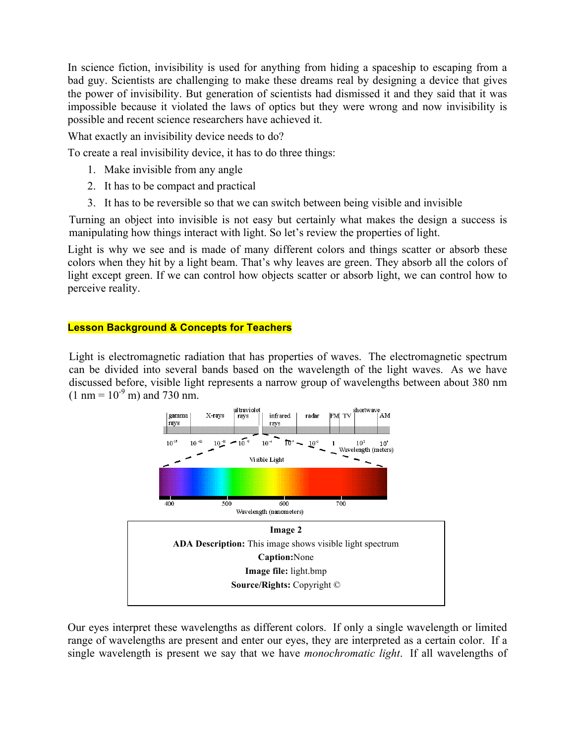In science fiction, invisibility is used for anything from hiding a spaceship to escaping from a bad guy. Scientists are challenging to make these dreams real by designing a device that gives the power of invisibility. But generation of scientists had dismissed it and they said that it was impossible because it violated the laws of optics but they were wrong and now invisibility is possible and recent science researchers have achieved it.

What exactly an invisibility device needs to do?

To create a real invisibility device, it has to do three things:

1. Make invisible from any angle
2. It has to be compact and practical
3. It has to be reversible so that we can switch between being visible and invisible

Turning an object into invisible is not easy but certainly what makes the design a success is manipulating how things interact with light. So let's review the properties of light.

Light is why we see and is made of many different colors and things scatter or absorb these colors when they hit by a light beam. That's why leaves are green. They absorb all the colors of light except green. If we can control how objects scatter or absorb light, we can control how to perceive reality.

## Lesson Background & Concepts for Teachers

Light is electromagnetic radiation that has properties of waves. The electromagnetic spectrum can be divided into several bands based on the wavelength of the light waves. As we have discussed before, visible light represents a narrow group of wavelengths between about 380 nm ($1\text{ nm} = 10^{-9}\text{ m}$) and 730 nm.

| Image 2 |
| --- |
| **ADA Description:** This image shows visible light spectrum |
| **Caption:** None |
| **Image file:** light.bmp |
| **Source/Rights:** Copyright © |

Our eyes interpret these wavelengths as different colors. If only a single wavelength or limited range of wavelengths are present and enter our eyes, they are interpreted as a certain color. If a single wavelength is present we say that we have *monochromatic light*. If all wavelengths of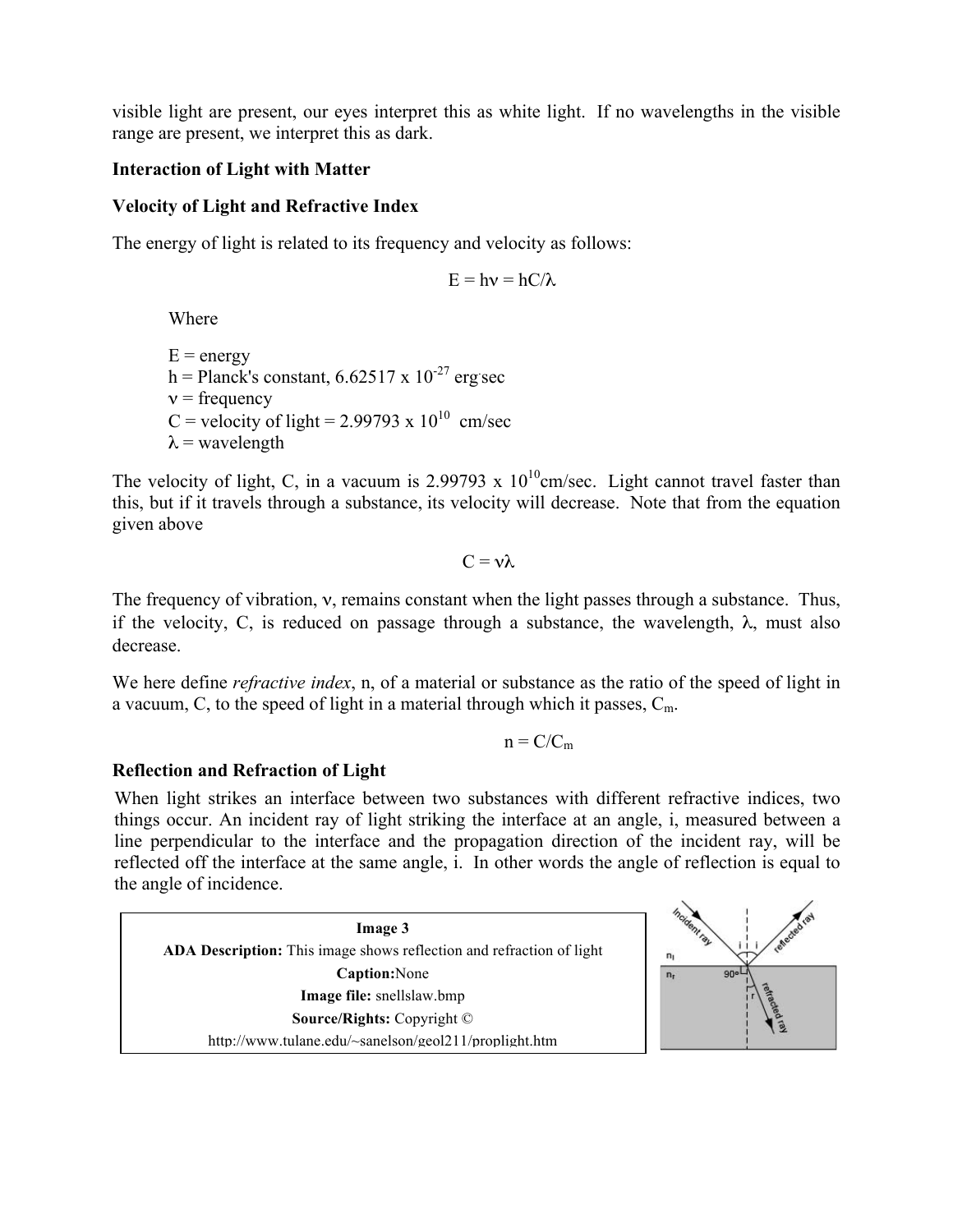visible light are present, our eyes interpret this as white light. If no wavelengths in the visible range are present, we interpret this as dark.

**Interaction of Light with Matter**

**Velocity of Light and Refractive Index**

The energy of light is related to its frequency and velocity as follows:

$$E = h\nu = hC/\lambda$$

Where

E = energy
h = Planck's constant, $6.62517 \times 10^{-27}$ erg·sec
$\nu$ = frequency
C = velocity of light = $2.99793 \times 10^{10}$ cm/sec
$\lambda$ = wavelength

The velocity of light, C, in a vacuum is $2.99793 \times 10^{10}$cm/sec. Light cannot travel faster than this, but if it travels through a substance, its velocity will decrease. Note that from the equation given above

$$C = \nu\lambda$$

The frequency of vibration, $\nu$, remains constant when the light passes through a substance. Thus, if the velocity, C, is reduced on passage through a substance, the wavelength, $\lambda$, must also decrease.

We here define *refractive index*, n, of a material or substance as the ratio of the speed of light in a vacuum, C, to the speed of light in a material through which it passes, $C_m$.

$$n = C/C_m$$

**Reflection and Refraction of Light**

When light strikes an interface between two substances with different refractive indices, two things occur. An incident ray of light striking the interface at an angle, i, measured between a line perpendicular to the interface and the propagation direction of the incident ray, will be reflected off the interface at the same angle, i. In other words the angle of reflection is equal to the angle of incidence.

| **Image 3** |
| --- |
| **ADA Description:** This image shows reflection and refraction of light |
| **Caption:**None |
| **Image file:** snellslaw.bmp |
| **Source/Rights:** Copyright © http://www.tulane.edu/~sanelson/geol211/proplight.htm |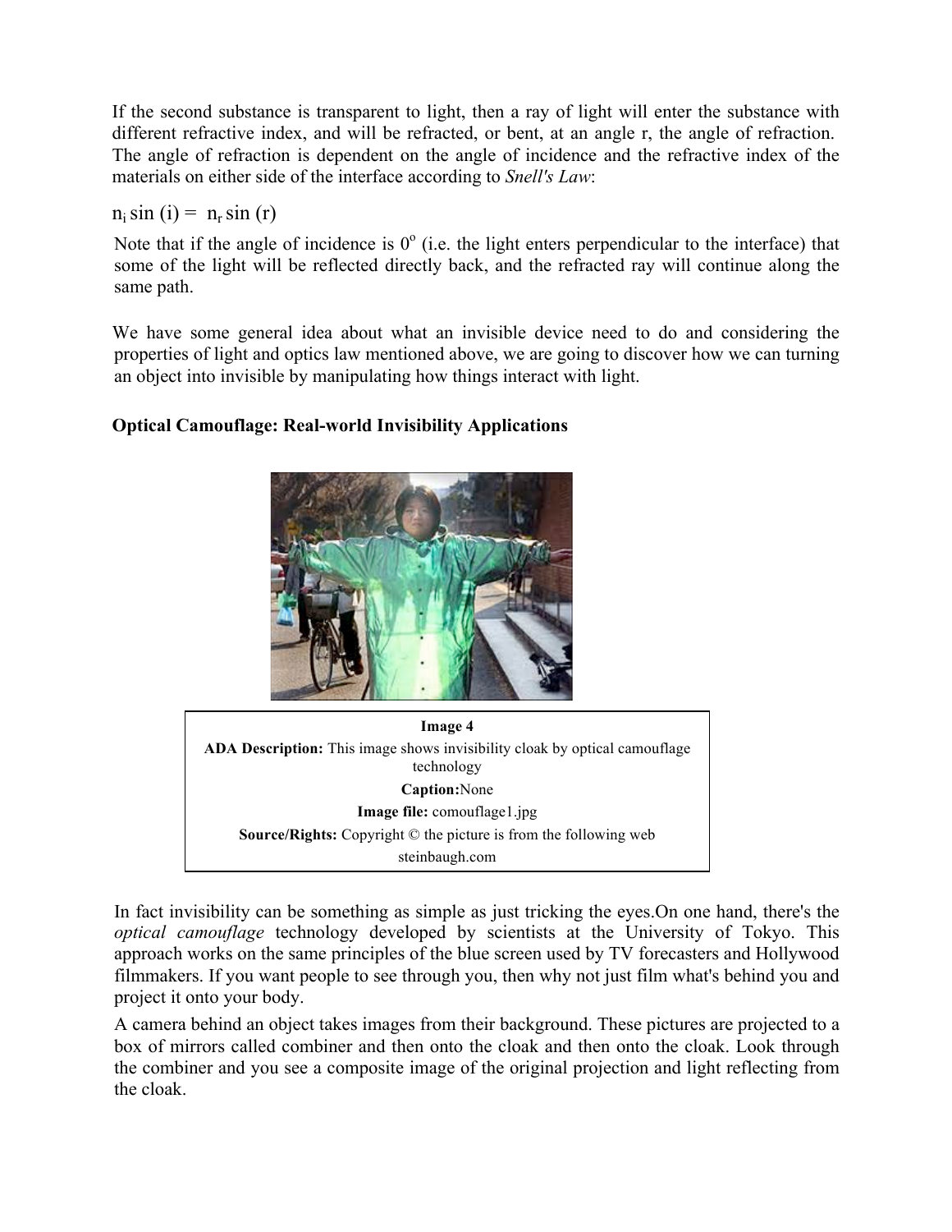If the second substance is transparent to light, then a ray of light will enter the substance with different refractive index, and will be refracted, or bent, at an angle r, the angle of refraction. The angle of refraction is dependent on the angle of incidence and the refractive index of the materials on either side of the interface according to *Snell's Law*:

$n_i \sin(i) = n_r \sin(r)$

Note that if the angle of incidence is $0^o$ (i.e. the light enters perpendicular to the interface) that some of the light will be reflected directly back, and the refracted ray will continue along the same path.

We have some general idea about what an invisible device need to do and considering the properties of light and optics law mentioned above, we are going to discover how we can turning an object into invisible by manipulating how things interact with light.

### Optical Camouflage: Real-world Invisibility Applications

**Image 4**

**ADA Description:** This image shows invisibility cloak by optical camouflage technology

**Caption:**None

**Image file:** comouflage1.jpg

**Source/Rights:** Copyright © the picture is from the following web steinbaugh.com

In fact invisibility can be something as simple as just tricking the eyes.On one hand, there's the *optical camouflage* technology developed by scientists at the University of Tokyo. This approach works on the same principles of the blue screen used by TV forecasters and Hollywood filmmakers. If you want people to see through you, then why not just film what's behind you and project it onto your body.

A camera behind an object takes images from their background. These pictures are projected to a box of mirrors called combiner and then onto the cloak and then onto the cloak. Look through the combiner and you see a composite image of the original projection and light reflecting from the cloak.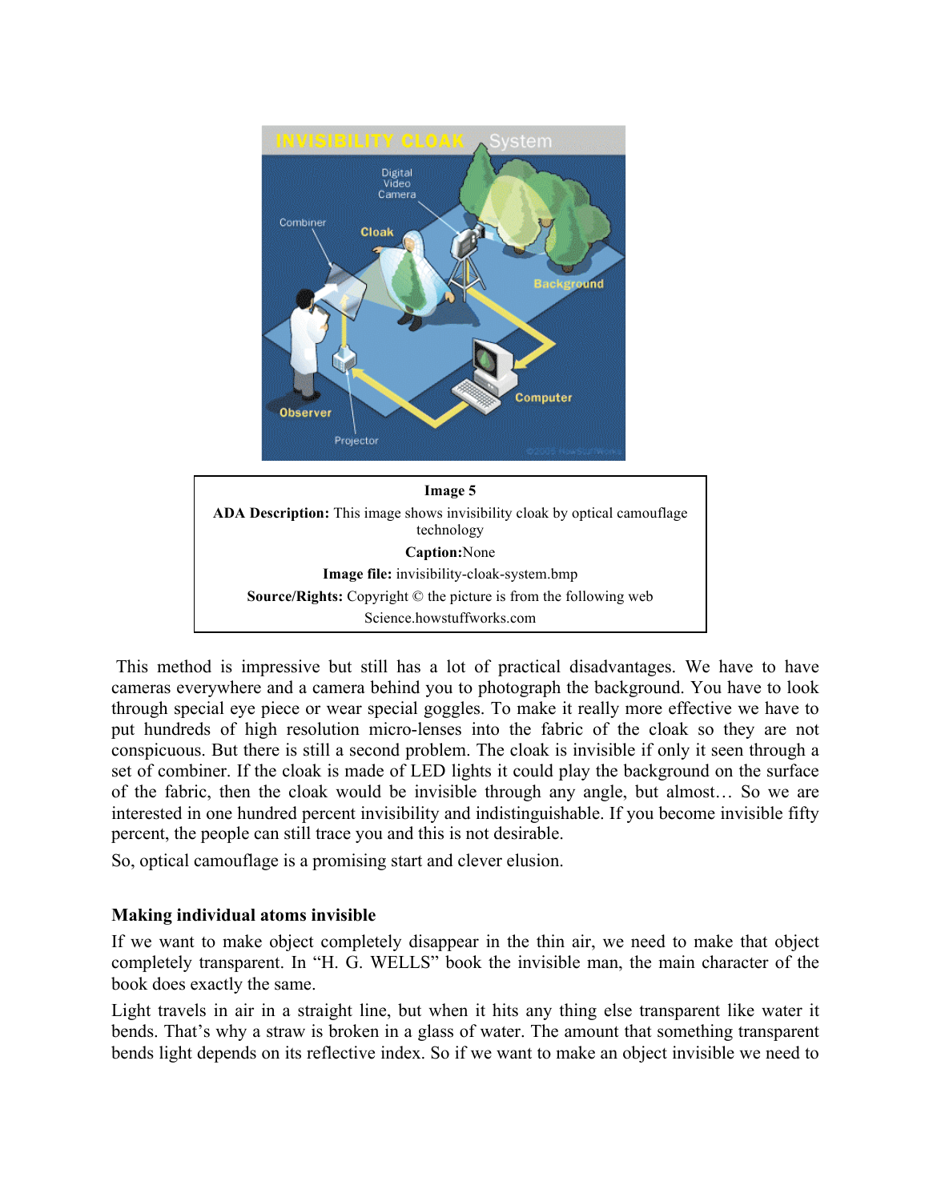**Image 5**

**ADA Description:** This image shows invisibility cloak by optical camouflage technology

**Caption:**None

**Image file:** invisibility-cloak-system.bmp

**Source/Rights:** Copyright © the picture is from the following web Science.howstuffworks.com

This method is impressive but still has a lot of practical disadvantages. We have to have cameras everywhere and a camera behind you to photograph the background. You have to look through special eye piece or wear special goggles. To make it really more effective we have to put hundreds of high resolution micro-lenses into the fabric of the cloak so they are not conspicuous. But there is still a second problem. The cloak is invisible if only it seen through a set of combiner. If the cloak is made of LED lights it could play the background on the surface of the fabric, then the cloak would be invisible through any angle, but almost… So we are interested in one hundred percent invisibility and indistinguishable. If you become invisible fifty percent, the people can still trace you and this is not desirable.

So, optical camouflage is a promising start and clever elusion.

**Making individual atoms invisible**

If we want to make object completely disappear in the thin air, we need to make that object completely transparent. In "H. G. WELLS" book the invisible man, the main character of the book does exactly the same.

Light travels in air in a straight line, but when it hits any thing else transparent like water it bends. That's why a straw is broken in a glass of water. The amount that something transparent bends light depends on its reflective index. So if we want to make an object invisible we need to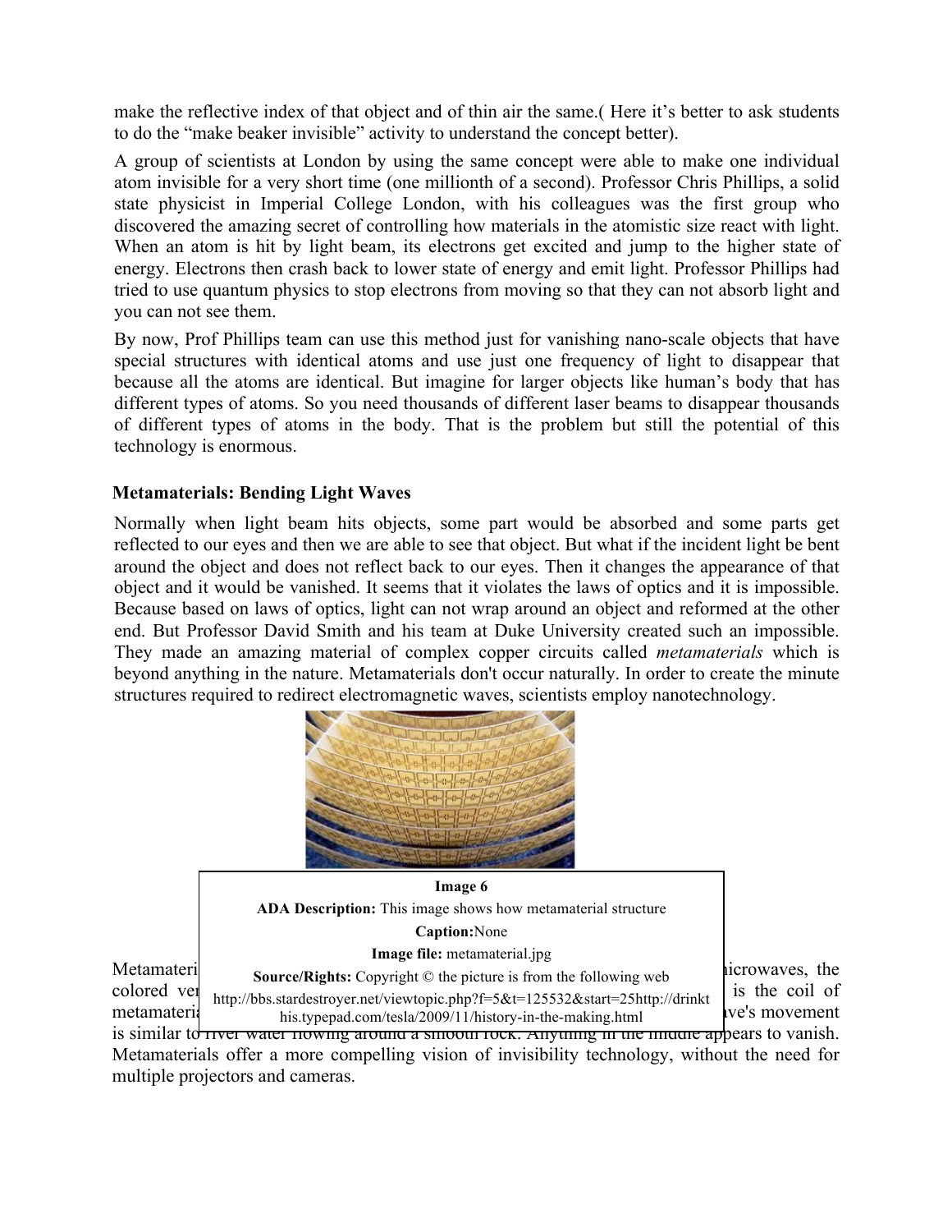make the reflective index of that object and of thin air the same.( Here it's better to ask students to do the "make beaker invisible" activity to understand the concept better).

A group of scientists at London by using the same concept were able to make one individual atom invisible for a very short time (one millionth of a second). Professor Chris Phillips, a solid state physicist in Imperial College London, with his colleagues was the first group who discovered the amazing secret of controlling how materials in the atomistic size react with light. When an atom is hit by light beam, its electrons get excited and jump to the higher state of energy. Electrons then crash back to lower state of energy and emit light. Professor Phillips had tried to use quantum physics to stop electrons from moving so that they can not absorb light and you can not see them.

By now, Prof Phillips team can use this method just for vanishing nano-scale objects that have special structures with identical atoms and use just one frequency of light to disappear that because all the atoms are identical. But imagine for larger objects like human's body that has different types of atoms. So you need thousands of different laser beams to disappear thousands of different types of atoms in the body. That is the problem but still the potential of this technology is enormous.

**Metamaterials: Bending Light Waves**

Normally when light beam hits objects, some part would be absorbed and some parts get reflected to our eyes and then we are able to see that object. But what if the incident light be bent around the object and does not reflect back to our eyes. Then it changes the appearance of that object and it would be vanished. It seems that it violates the laws of optics and it is impossible. Because based on laws of optics, light can not wrap around an object and reformed at the other end. But Professor David Smith and his team at Duke University created such an impossible. They made an amazing material of complex copper circuits called *metamaterials* which is beyond anything in the nature. Metamaterials don't occur naturally. In order to create the minute structures required to redirect electromagnetic waves, scientists employ nanotechnology.

**Image 6**

**ADA Description:** This image shows how metamaterial structure

**Caption:** None

**Image file:** metamaterial.jpg

**Source/Rights:** Copyright © the picture is from the following web http://bbs.stardestroyer.net/viewtopic.php?f=5&t=125532&start=25http://drinkthis.typepad.com/tesla/2009/11/history-in-the-making.html

Metamateri[...] microwaves, the colored ve[...] is the coil of metamateri[...]ve's movement is similar to river water flowing around a smooth rock. Anything in the middle appears to vanish. Metamaterials offer a more compelling vision of invisibility technology, without the need for multiple projectors and cameras.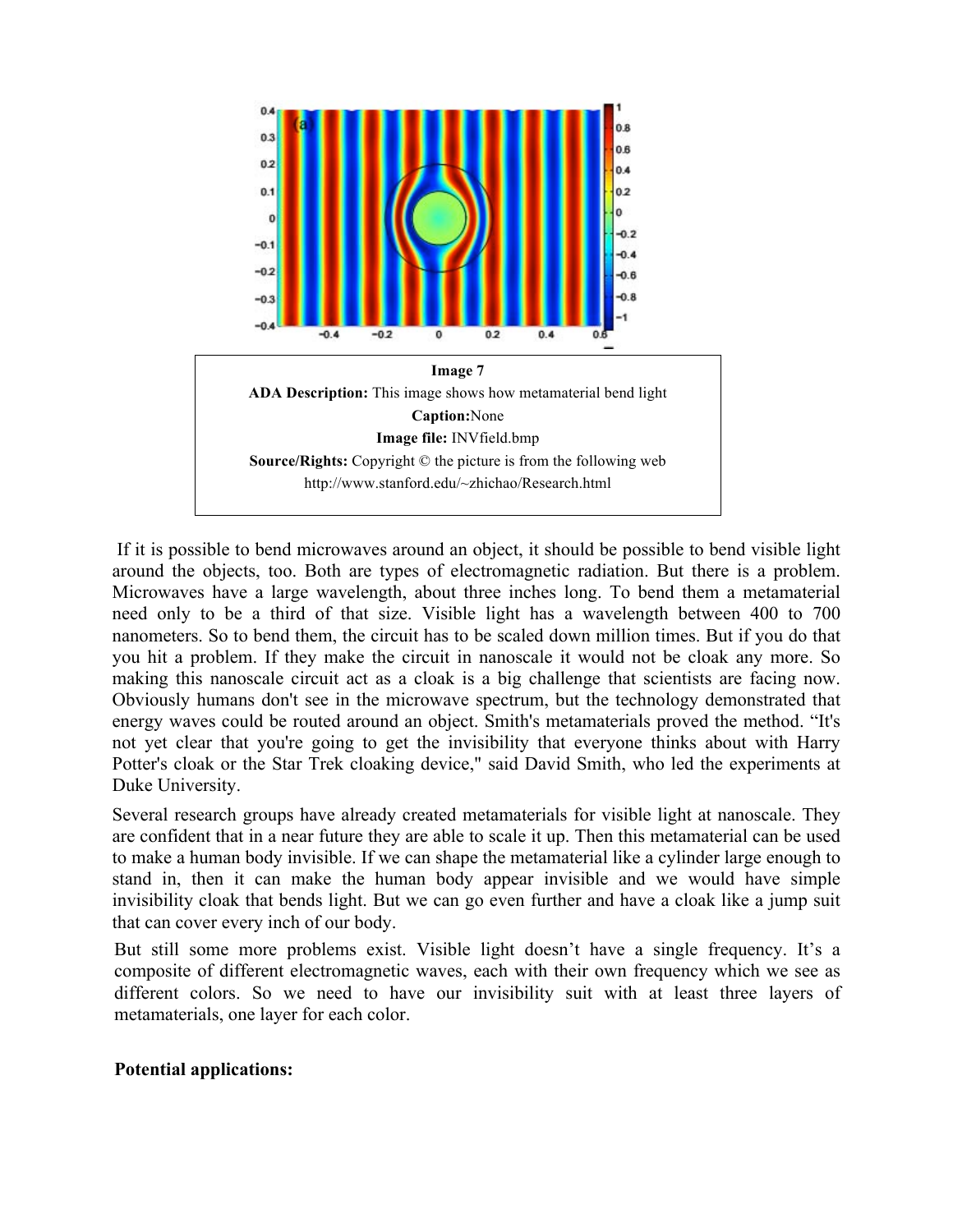**Image 7**

**ADA Description:** This image shows how metamaterial bend light

**Caption:**None

**Image file:** INVfield.bmp

**Source/Rights:** Copyright © the picture is from the following web http://www.stanford.edu/~zhichao/Research.html

If it is possible to bend microwaves around an object, it should be possible to bend visible light around the objects, too. Both are types of electromagnetic radiation. But there is a problem. Microwaves have a large wavelength, about three inches long. To bend them a metamaterial need only to be a third of that size. Visible light has a wavelength between 400 to 700 nanometers. So to bend them, the circuit has to be scaled down million times. But if you do that you hit a problem. If they make the circuit in nanoscale it would not be cloak any more. So making this nanoscale circuit act as a cloak is a big challenge that scientists are facing now. Obviously humans don't see in the microwave spectrum, but the technology demonstrated that energy waves could be routed around an object. Smith's metamaterials proved the method. "It's not yet clear that you're going to get the invisibility that everyone thinks about with Harry Potter's cloak or the Star Trek cloaking device," said David Smith, who led the experiments at Duke University.

Several research groups have already created metamaterials for visible light at nanoscale. They are confident that in a near future they are able to scale it up. Then this metamaterial can be used to make a human body invisible. If we can shape the metamaterial like a cylinder large enough to stand in, then it can make the human body appear invisible and we would have simple invisibility cloak that bends light. But we can go even further and have a cloak like a jump suit that can cover every inch of our body.

But still some more problems exist. Visible light doesn't have a single frequency. It's a composite of different electromagnetic waves, each with their own frequency which we see as different colors. So we need to have our invisibility suit with at least three layers of metamaterials, one layer for each color.

**Potential applications:**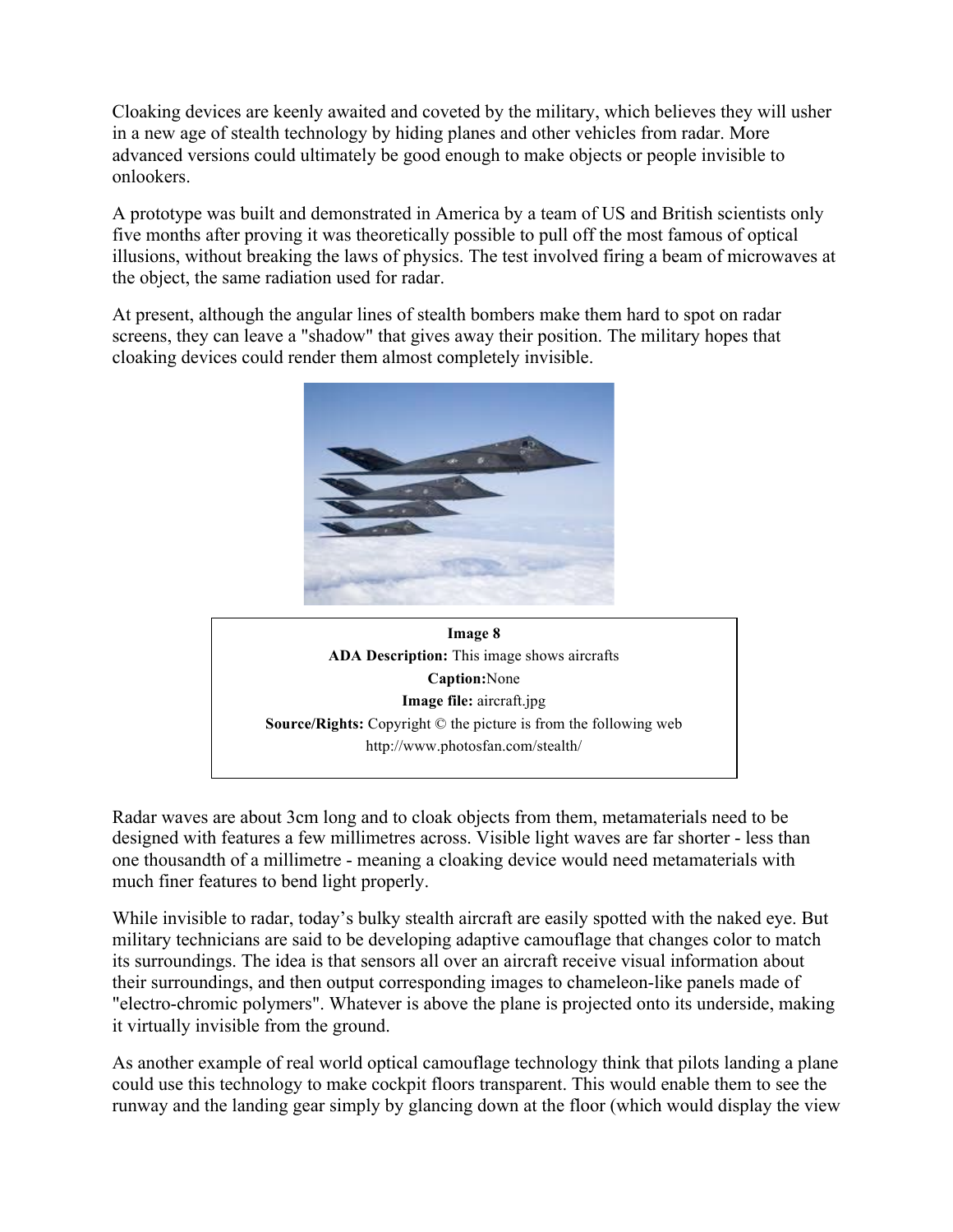Cloaking devices are keenly awaited and coveted by the military, which believes they will usher in a new age of stealth technology by hiding planes and other vehicles from radar. More advanced versions could ultimately be good enough to make objects or people invisible to onlookers.

A prototype was built and demonstrated in America by a team of US and British scientists only five months after proving it was theoretically possible to pull off the most famous of optical illusions, without breaking the laws of physics. The test involved firing a beam of microwaves at the object, the same radiation used for radar.

At present, although the angular lines of stealth bombers make them hard to spot on radar screens, they can leave a "shadow" that gives away their position. The military hopes that cloaking devices could render them almost completely invisible.

**Image 8**
**ADA Description:** This image shows aircrafts
**Caption:**None
**Image file:** aircraft.jpg
**Source/Rights:** Copyright © the picture is from the following web http://www.photosfan.com/stealth/

Radar waves are about 3cm long and to cloak objects from them, metamaterials need to be designed with features a few millimetres across. Visible light waves are far shorter - less than one thousandth of a millimetre - meaning a cloaking device would need metamaterials with much finer features to bend light properly.

While invisible to radar, today's bulky stealth aircraft are easily spotted with the naked eye. But military technicians are said to be developing adaptive camouflage that changes color to match its surroundings. The idea is that sensors all over an aircraft receive visual information about their surroundings, and then output corresponding images to chameleon-like panels made of "electro-chromic polymers". Whatever is above the plane is projected onto its underside, making it virtually invisible from the ground.

As another example of real world optical camouflage technology think that pilots landing a plane could use this technology to make cockpit floors transparent. This would enable them to see the runway and the landing gear simply by glancing down at the floor (which would display the view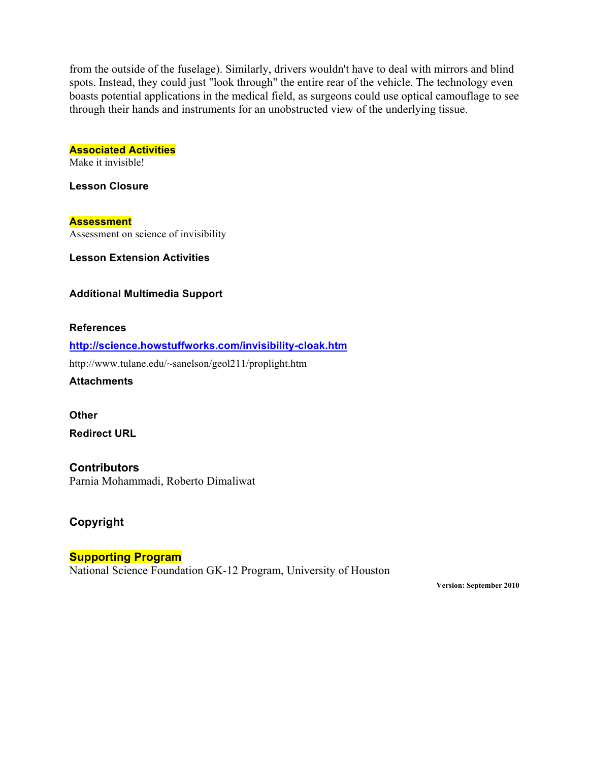from the outside of the fuselage). Similarly, drivers wouldn't have to deal with mirrors and blind spots. Instead, they could just "look through" the entire rear of the vehicle. The technology even boasts potential applications in the medical field, as surgeons could use optical camouflage to see through their hands and instruments for an unobstructed view of the underlying tissue.

**Associated Activities**

Make it invisible!

**Lesson Closure**

**Assessment**

Assessment on science of invisibility

**Lesson Extension Activities**

**Additional Multimedia Support**

**References**

**http://science.howstuffworks.com/invisibility-cloak.htm**

http://www.tulane.edu/~sanelson/geol211/proplight.htm

**Attachments**

**Other**

**Redirect URL**

## Contributors

Parnia Mohammadi, Roberto Dimaliwat

## Copyright

## Supporting Program

National Science Foundation GK-12 Program, University of Houston

**Version: September 2010**